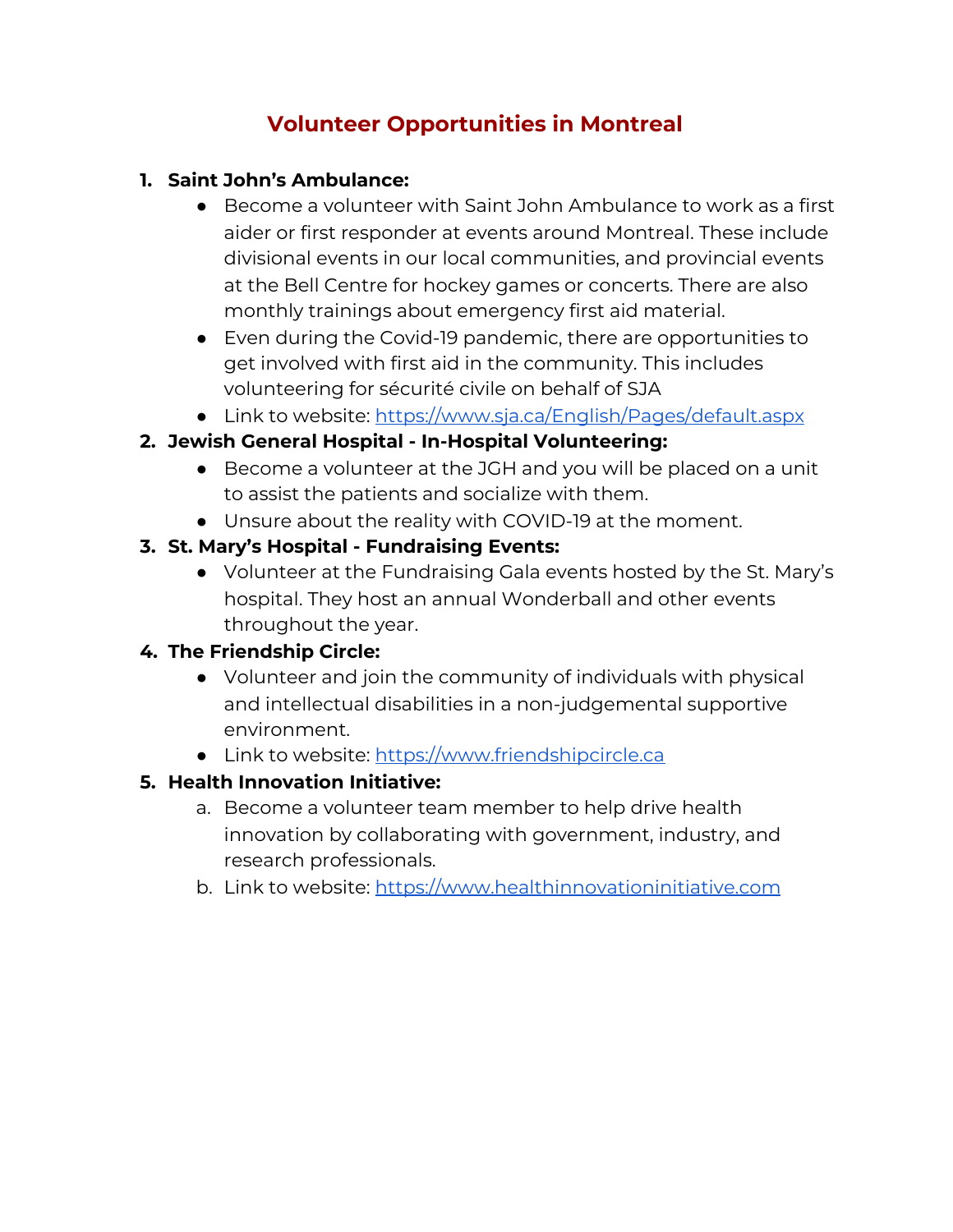# Volunteer Opportunities in Montreal

1. **Saint John's Ambulance:**
    - Become a volunteer with Saint John Ambulance to work as a first aider or first responder at events around Montreal. These include divisional events in our local communities, and provincial events at the Bell Centre for hockey games or concerts. There are also monthly trainings about emergency first aid material.
    - Even during the Covid-19 pandemic, there are opportunities to get involved with first aid in the community. This includes volunteering for sécurité civile on behalf of SJA
    - Link to website: [https://www.sja.ca/English/Pages/default.aspx](https://www.sja.ca/English/Pages/default.aspx)
2. **Jewish General Hospital - In-Hospital Volunteering:**
    - Become a volunteer at the JGH and you will be placed on a unit to assist the patients and socialize with them.
    - Unsure about the reality with COVID-19 at the moment.
3. **St. Mary's Hospital - Fundraising Events:**
    - Volunteer at the Fundraising Gala events hosted by the St. Mary's hospital. They host an annual Wonderball and other events throughout the year.
4. **The Friendship Circle:**
    - Volunteer and join the community of individuals with physical and intellectual disabilities in a non-judgemental supportive environment.
    - Link to website: [https://www.friendshipcircle.ca](https://www.friendshipcircle.ca)
5. **Health Innovation Initiative:**
    a. Become a volunteer team member to help drive health innovation by collaborating with government, industry, and research professionals.
    b. Link to website: [https://www.healthinnovationinitiative.com](https://www.healthinnovationinitiative.com)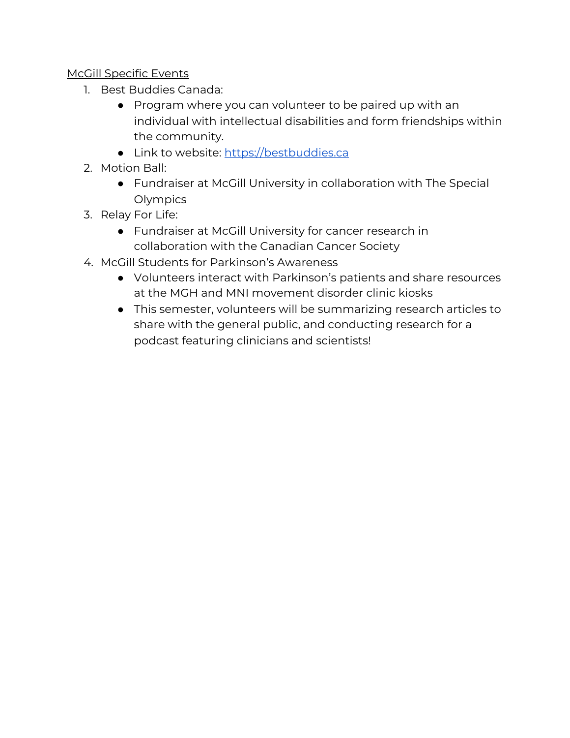<u>McGill Specific Events</u>

1. Best Buddies Canada:
   - Program where you can volunteer to be paired up with an individual with intellectual disabilities and form friendships within the community.
   - Link to website: [https://bestbuddies.ca](https://bestbuddies.ca)
2. Motion Ball:
   - Fundraiser at McGill University in collaboration with The Special Olympics
3. Relay For Life:
   - Fundraiser at McGill University for cancer research in collaboration with the Canadian Cancer Society
4. McGill Students for Parkinson's Awareness
   - Volunteers interact with Parkinson's patients and share resources at the MGH and MNI movement disorder clinic kiosks
   - This semester, volunteers will be summarizing research articles to share with the general public, and conducting research for a podcast featuring clinicians and scientists!